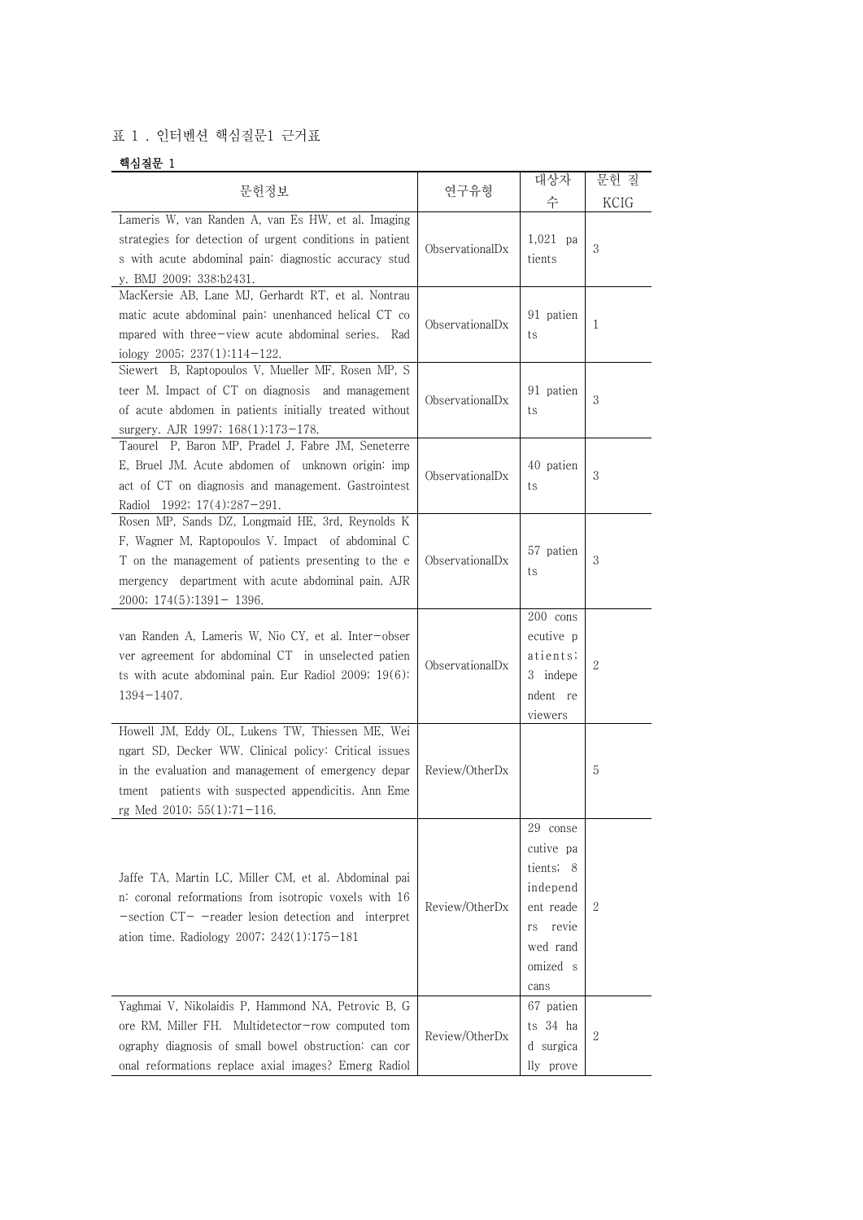표 1 . 인터벤션 핵심질문1 근거표

**핵심질문 1**

| 문헌정보 | 연구유형 | 대상자 수 | 문헌 질 KCIG |
|---|---|---|---|
| Lameris W, van Randen A, van Es HW, et al. Imaging strategies for detection of urgent conditions in patients with acute abdominal pain: diagnostic accuracy study. BMJ 2009; 338:b2431. | ObservationalDx | 1,021 patients | 3 |
| MacKersie AB, Lane MJ, Gerhardt RT, et al. Nontraumatic acute abdominal pain: unenhanced helical CT compared with three-view acute abdominal series. Radiology 2005; 237(1):114-122. | ObservationalDx | 91 patients | 1 |
| Siewert B, Raptopoulos V, Mueller MF, Rosen MP, Steer M. Impact of CT on diagnosis and management of acute abdomen in patients initially treated without surgery. AJR 1997; 168(1):173-178. | ObservationalDx | 91 patients | 3 |
| Taourel P, Baron MP, Pradel J, Fabre JM, Seneterre E, Bruel JM. Acute abdomen of unknown origin: impact of CT on diagnosis and management. Gastrointest Radiol 1992; 17(4):287-291. | ObservationalDx | 40 patients | 3 |
| Rosen MP, Sands DZ, Longmaid HE, 3rd, Reynolds KF, Wagner M, Raptopoulos V. Impact of abdominal CT on the management of patients presenting to the emergency department with acute abdominal pain. AJR 2000; 174(5):1391- 1396. | ObservationalDx | 57 patients | 3 |
| van Randen A, Lameris W, Nio CY, et al. Inter-observer agreement for abdominal CT in unselected patients with acute abdominal pain. Eur Radiol 2009; 19(6): 1394-1407. | ObservationalDx | 200 consecutive patients; 3 independent reviewers | 2 |
| Howell JM, Eddy OL, Lukens TW, Thiessen ME, Weingart SD, Decker WW. Clinical policy: Critical issues in the evaluation and management of emergency department patients with suspected appendicitis. Ann Emerg Med 2010; 55(1):71-116. | Review/OtherDx | | 5 |
| Jaffe TA, Martin LC, Miller CM, et al. Abdominal pain: coronal reformations from isotropic voxels with 16-section CT- -reader lesion detection and interpretation time. Radiology 2007; 242(1):175-181 | Review/OtherDx | 29 consecutive patients; 8 independent readers reviewed randomized scans | 2 |
| Yaghmai V, Nikolaidis P, Hammond NA, Petrovic B, Gore RM, Miller FH. Multidetector-row computed tomography diagnosis of small bowel obstruction: can coronal reformations replace axial images? Emerg Radiol | Review/OtherDx | 67 patients 34 had surgically prove | 2 |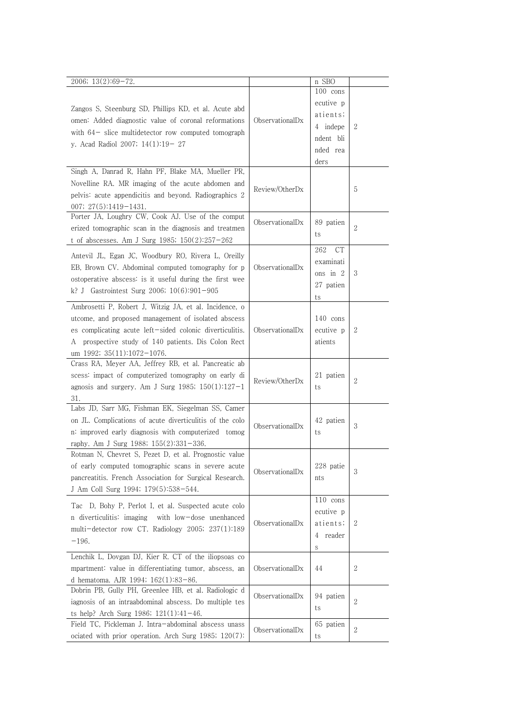| | | | |
|---|---|---|---|
| 2006; 13(2):69−72. | | n SBO | |
| Zangos S, Steenburg SD, Phillips KD, et al. Acute abdomen: Added diagnostic value of coronal reformations with 64− slice multidetector row computed tomography. Acad Radiol 2007; 14(1):19− 27 | ObservationalDx | 100 consecutive patients; 4 independent blinded readers | 2 |
| Singh A, Danrad R, Hahn PF, Blake MA, Mueller PR, Novelline RA. MR imaging of the acute abdomen and pelvis: acute appendicitis and beyond. Radiographics 2007; 27(5):1419−1431. | Review/OtherDx | | 5 |
| Porter JA, Loughry CW, Cook AJ. Use of the computerized tomographic scan in the diagnosis and treatment of abscesses. Am J Surg 1985; 150(2):257−262 | ObservationalDx | 89 patients | 2 |
| Antevil JL, Egan JC, Woodbury RO, Rivera L, Oreilly EB, Brown CV. Abdominal computed tomography for postoperative abscess: is it useful during the first week? J Gastrointest Surg 2006; 10(6):901−905 | ObservationalDx | 262 CT examinations in 227 patients | 3 |
| Ambrosetti P, Robert J, Witzig JA, et al. Incidence, outcome, and proposed management of isolated abscesses complicating acute left−sided colonic diverticulitis. A prospective study of 140 patients. Dis Colon Rectum 1992; 35(11):1072−1076. | ObservationalDx | 140 consecutive patients | 2 |
| Crass RA, Meyer AA, Jeffrey RB, et al. Pancreatic abscess: impact of computerized tomography on early diagnosis and surgery. Am J Surg 1985; 150(1):127−131. | Review/OtherDx | 21 patients | 2 |
| Labs JD, Sarr MG, Fishman EK, Siegelman SS, Cameron JL. Complications of acute diverticulitis of the colon: improved early diagnosis with computerized tomography. Am J Surg 1988; 155(2):331−336. | ObservationalDx | 42 patients | 3 |
| Rotman N, Chevret S, Pezet D, et al. Prognostic value of early computed tomographic scans in severe acute pancreatitis. French Association for Surgical Research. J Am Coll Surg 1994; 179(5):538−544. | ObservationalDx | 228 patients | 3 |
| Tac D, Bohy P, Perlot I, et al. Suspected acute colon diverticulitis: imaging with low−dose unenhanced multi−detector row CT. Radiology 2005; 237(1):189−196. | ObservationalDx | 110 consecutive patients; 4 readers | 2 |
| Lenchik L, Dovgan DJ, Kier R. CT of the iliopsoas compartment: value in differentiating tumor, abscess, and hematoma. AJR 1994; 162(1):83−86. | ObservationalDx | 44 | 2 |
| Dobrin PB, Gully PH, Greenlee HB, et al. Radiologic diagnosis of an intraabdominal abscess. Do multiple tests help? Arch Surg 1986; 121(1):41−46. | ObservationalDx | 94 patients | 2 |
| Field TC, Pickleman J. Intra−abdominal abscess unassociated with prior operation. Arch Surg 1985; 120(7): | ObservationalDx | 65 patients | 2 |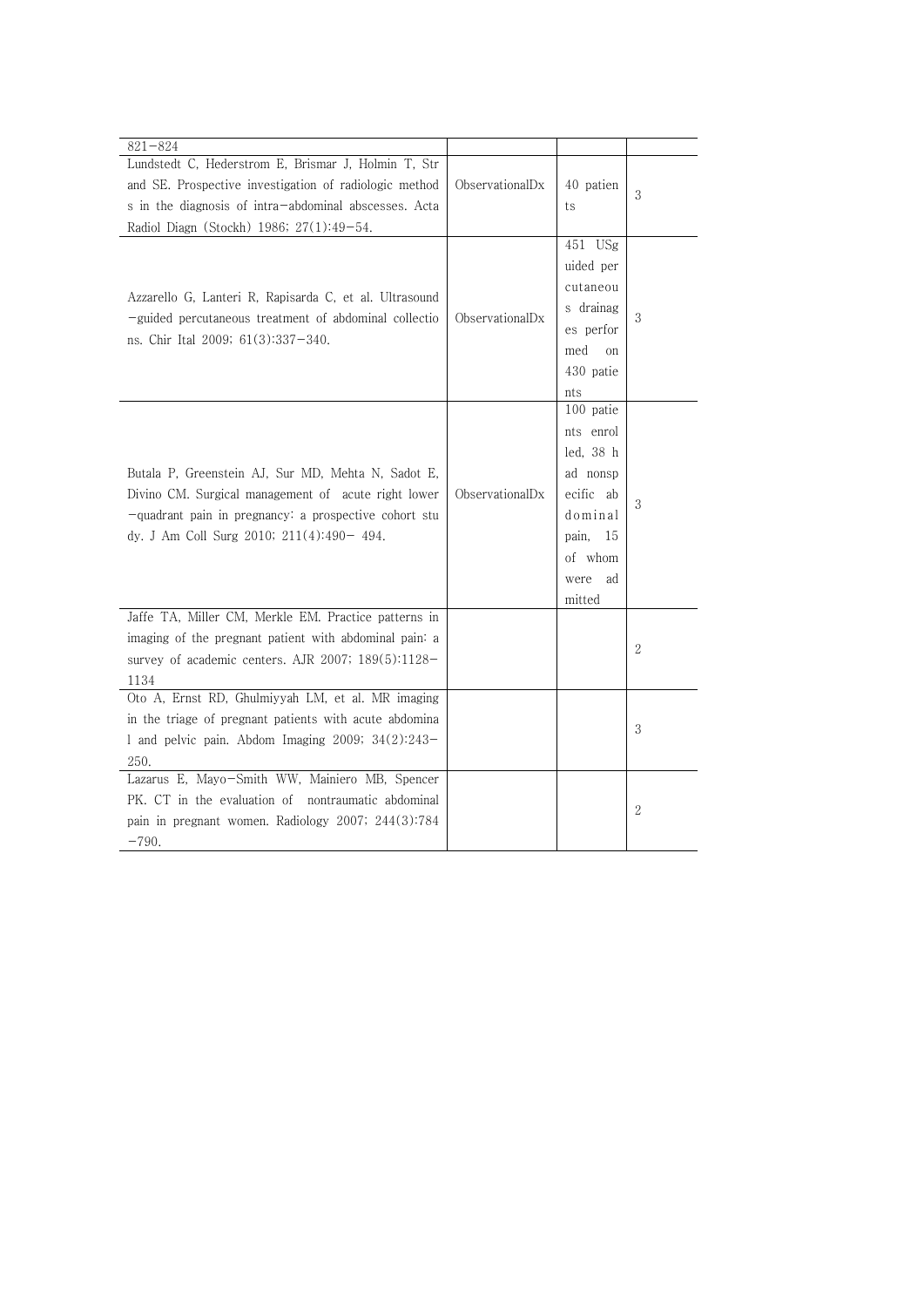| | | | |
|---|---|---|---|
| 821–824 | | | |
| Lundstedt C, Hederstrom E, Brismar J, Holmin T, Strand SE. Prospective investigation of radiologic methods in the diagnosis of intra-abdominal abscesses. Acta Radiol Diagn (Stockh) 1986; 27(1):49–54. | ObservationalDx | 40 patients | 3 |
| Azzarello G, Lanteri R, Rapisarda C, et al. Ultrasound-guided percutaneous treatment of abdominal collections. Chir Ital 2009; 61(3):337–340. | ObservationalDx | 451 USguided percutaneous drainages performed on 430 patients | 3 |
| Butala P, Greenstein AJ, Sur MD, Mehta N, Sadot E, Divino CM. Surgical management of acute right lower-quadrant pain in pregnancy: a prospective cohort study. J Am Coll Surg 2010; 211(4):490– 494. | ObservationalDx | 100 patients enrolled, 38 had nonspecific abdominal pain, 15 of whom were admitted | 3 |
| Jaffe TA, Miller CM, Merkle EM. Practice patterns in imaging of the pregnant patient with abdominal pain: a survey of academic centers. AJR 2007; 189(5):1128–1134 | | | 2 |
| Oto A, Ernst RD, Ghulmiyyah LM, et al. MR imaging in the triage of pregnant patients with acute abdominal and pelvic pain. Abdom Imaging 2009; 34(2):243–250. | | | 3 |
| Lazarus E, Mayo-Smith WW, Mainiero MB, Spencer PK. CT in the evaluation of nontraumatic abdominal pain in pregnant women. Radiology 2007; 244(3):784–790. | | | 2 |